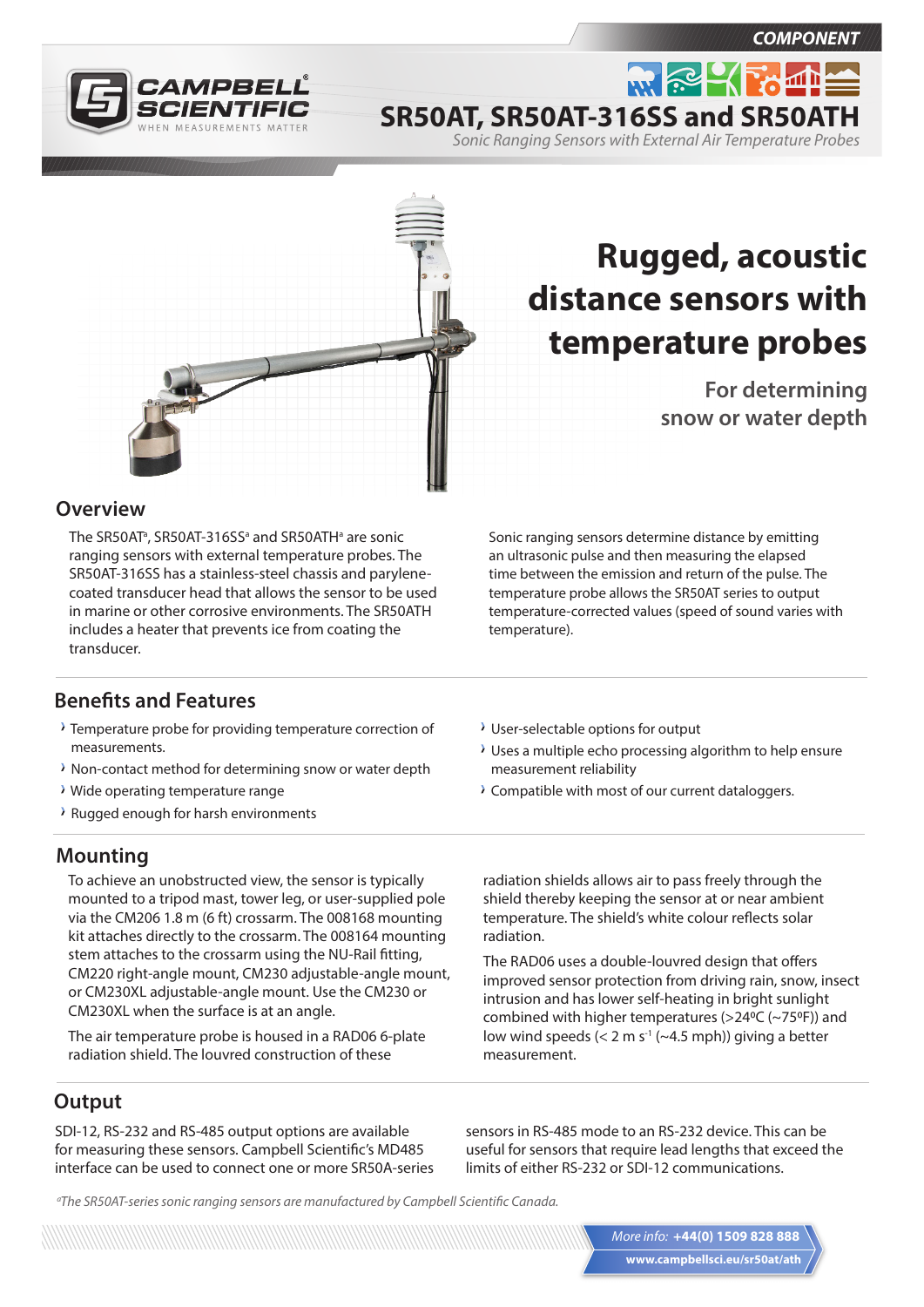COMPONENT

# SR50AT, SR50AT-316SS and SR50ATH

*Sonic Ranging Sensors with External Air Temperature Probes*

# Rugged, acoustic distance sensors with temperature probes

## For determining snow or water depth

## Overview

The SR50AT[a], SR50AT-316SS[a] and SR50ATH[a] are sonic ranging sensors with external temperature probes. The SR50AT-316SS has a stainless-steel chassis and parylene-coated transducer head that allows the sensor to be used in marine or other corrosive environments. The SR50ATH includes a heater that prevents ice from coating the transducer.

Sonic ranging sensors determine distance by emitting an ultrasonic pulse and then measuring the elapsed time between the emission and return of the pulse. The temperature probe allows the SR50AT series to output temperature-corrected values (speed of sound varies with temperature).

## Benefits and Features

- Temperature probe for providing temperature correction of measurements.
- Non-contact method for determining snow or water depth
- Wide operating temperature range
- Rugged enough for harsh environments
- User-selectable options for output
- Uses a multiple echo processing algorithm to help ensure measurement reliability
- Compatible with most of our current dataloggers.

## Mounting

To achieve an unobstructed view, the sensor is typically mounted to a tripod mast, tower leg, or user-supplied pole via the CM206 1.8 m (6 ft) crossarm. The 008168 mounting kit attaches directly to the crossarm. The 008164 mounting stem attaches to the crossarm using the NU-Rail fitting, CM220 right-angle mount, CM230 adjustable-angle mount, or CM230XL adjustable-angle mount. Use the CM230 or CM230XL when the surface is at an angle.

The air temperature probe is housed in a RAD06 6-plate radiation shield. The louvred construction of these radiation shields allows air to pass freely through the shield thereby keeping the sensor at or near ambient temperature. The shield's white colour reflects solar radiation.

The RAD06 uses a double-louvred design that offers improved sensor protection from driving rain, snow, insect intrusion and has lower self-heating in bright sunlight combined with higher temperatures (>24ºC (~75ºF)) and low wind speeds (< 2 m $s^{-1}$ (~4.5 mph)) giving a better measurement.

## Output

SDI-12, RS-232 and RS-485 output options are available for measuring these sensors. Campbell Scientific's MD485 interface can be used to connect one or more SR50A-series sensors in RS-485 mode to an RS-232 device. This can be useful for sensors that require lead lengths that exceed the limits of either RS-232 or SDI-12 communications.

*[a]The SR50AT-series sonic ranging sensors are manufactured by Campbell Scientific Canada.*

*More info:* **+44(0) 1509 828 888**
**www.campbellsci.eu/sr50at/ath**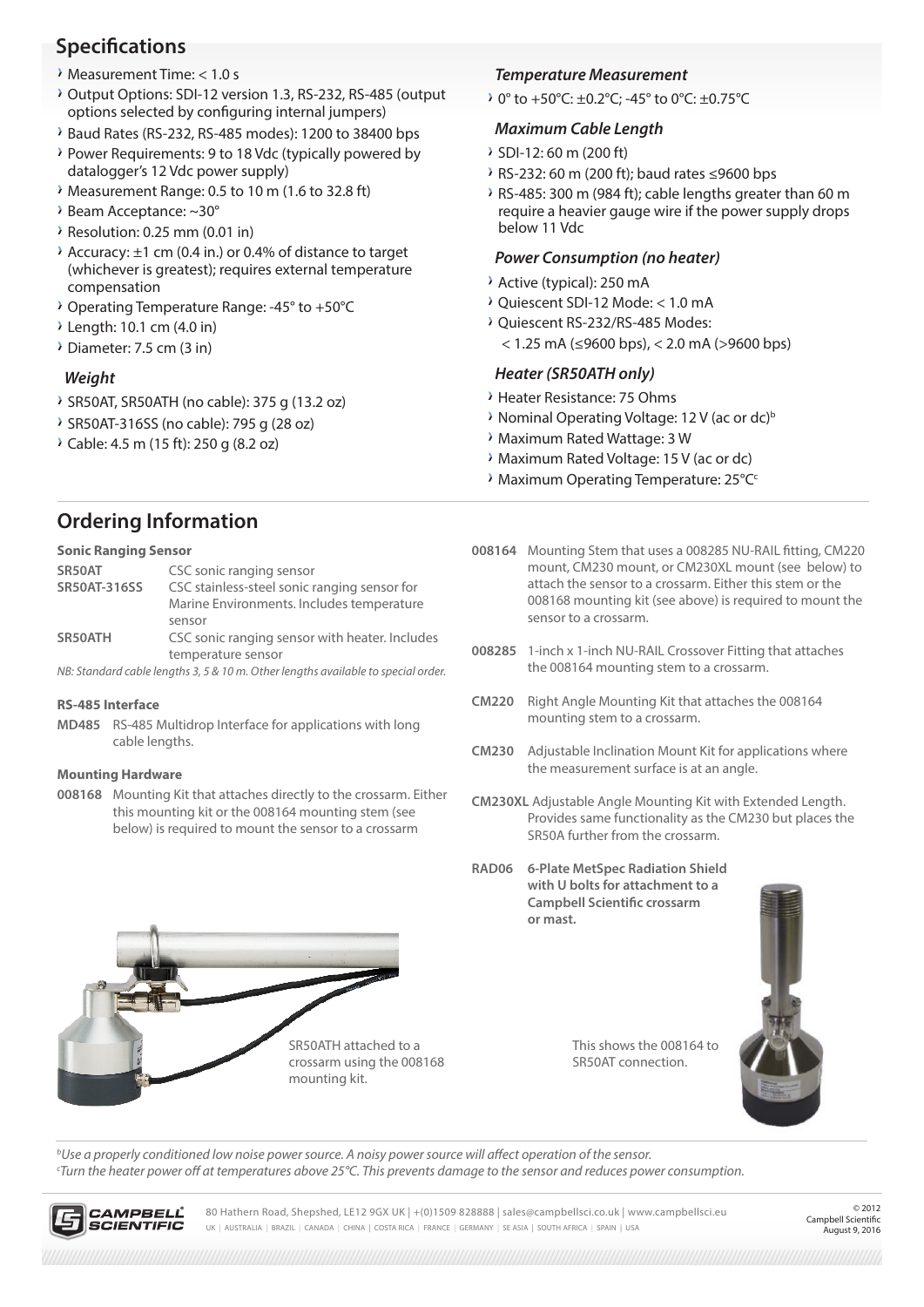## Specifications

- Measurement Time: < 1.0 s
- Output Options: SDI-12 version 1.3, RS-232, RS-485 (output options selected by configuring internal jumpers)
- Baud Rates (RS-232, RS-485 modes): 1200 to 38400 bps
- Power Requirements: 9 to 18 Vdc (typically powered by datalogger's 12 Vdc power supply)
- Measurement Range: 0.5 to 10 m (1.6 to 32.8 ft)
- Beam Acceptance: ~30°
- Resolution: 0.25 mm (0.01 in)
- Accuracy: ±1 cm (0.4 in.) or 0.4% of distance to target (whichever is greatest); requires external temperature compensation
- Operating Temperature Range: -45° to +50°C
- Length: 10.1 cm (4.0 in)
- Diameter: 7.5 cm (3 in)

### Weight

- SR50AT, SR50ATH (no cable): 375 g (13.2 oz)
- SR50AT-316SS (no cable): 795 g (28 oz)
- Cable: 4.5 m (15 ft): 250 g (8.2 oz)

### Temperature Measurement

- 0° to +50°C: ±0.2°C; -45° to 0°C: ±0.75°C

### Maximum Cable Length

- SDI-12: 60 m (200 ft)
- RS-232: 60 m (200 ft); baud rates ≤9600 bps
- RS-485: 300 m (984 ft); cable lengths greater than 60 m require a heavier gauge wire if the power supply drops below 11 Vdc

### Power Consumption (no heater)

- Active (typical): 250 mA
- Quiescent SDI-12 Mode: < 1.0 mA
- Quiescent RS-232/RS-485 Modes:
  < 1.25 mA (≤9600 bps), < 2.0 mA (>9600 bps)

### Heater (SR50ATH only)

- Heater Resistance: 75 Ohms
- Nominal Operating Voltage: 12 V (ac or dc)[b]
- Maximum Rated Wattage: 3 W
- Maximum Rated Voltage: 15 V (ac or dc)
- Maximum Operating Temperature: 25°C[c]

## Ordering Information

**Sonic Ranging Sensor**

**SR50AT** CSC sonic ranging sensor

**SR50AT-316SS** CSC stainless-steel sonic ranging sensor for Marine Environments. Includes temperature sensor

**SR50ATH** CSC sonic ranging sensor with heater. Includes temperature sensor

*NB: Standard cable lengths 3, 5 & 10 m. Other lengths available to special order.*

**RS-485 Interface**

**MD485** RS-485 Multidrop Interface for applications with long cable lengths.

**Mounting Hardware**

**008168** Mounting Kit that attaches directly to the crossarm. Either this mounting kit or the 008164 mounting stem (see below) is required to mount the sensor to a crossarm

**008164** Mounting Stem that uses a 008285 NU-RAIL fitting, CM220 mount, CM230 mount, or CM230XL mount (see below) to attach the sensor to a crossarm. Either this stem or the 008168 mounting kit (see above) is required to mount the sensor to a crossarm.

**008285** 1-inch x 1-inch NU-RAIL Crossover Fitting that attaches the 008164 mounting stem to a crossarm.

**CM220** Right Angle Mounting Kit that attaches the 008164 mounting stem to a crossarm.

**CM230** Adjustable Inclination Mount Kit for applications where the measurement surface is at an angle.

**CM230XL** Adjustable Angle Mounting Kit with Extended Length. Provides same functionality as the CM230 but places the SR50A further from the crossarm.

**RAD06** **6-Plate MetSpec Radiation Shield with U bolts for attachment to a Campbell Scientific crossarm or mast.**

SR50ATH attached to a crossarm using the 008168 mounting kit.

This shows the 008164 to SR50AT connection.

*[b]Use a properly conditioned low noise power source. A noisy power source will affect operation of the sensor.*
*[c]Turn the heater power off at temperatures above 25°C. This prevents damage to the sensor and reduces power consumption.*

80 Hathern Road, Shepshed, LE12 9GX UK | +(0)1509 828888 | sales@campbellsci.co.uk | www.campbellsci.eu
UK | AUSTRALIA | BRAZIL | CANADA | CHINA | COSTA RICA | FRANCE | GERMANY | SE ASIA | SOUTH AFRICA | SPAIN | USA

© 2012 Campbell Scientific August 9, 2016